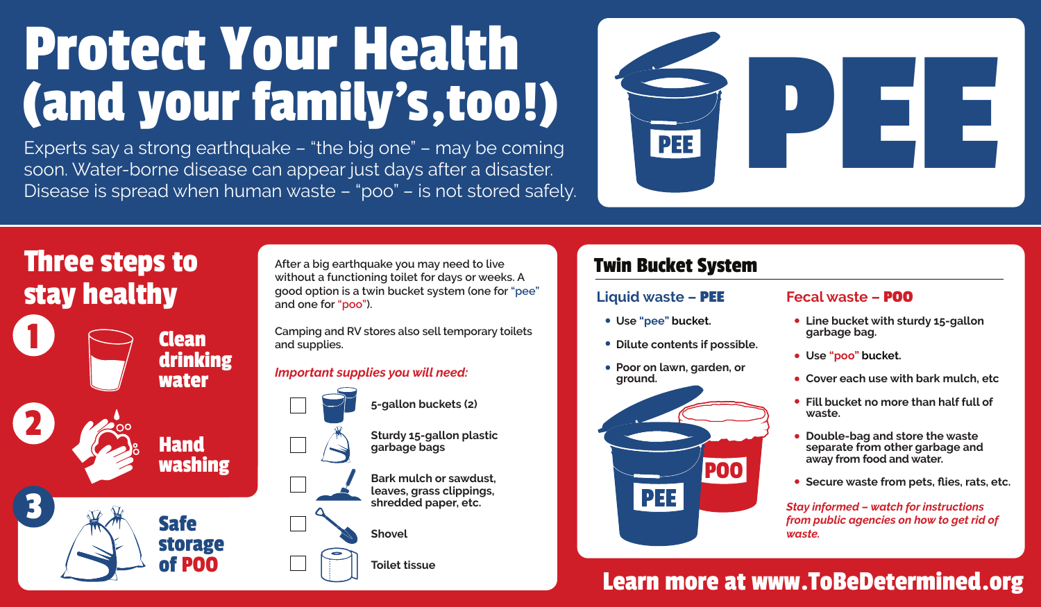# Protect Your Health (and your family's,too!)

Experts say a strong earthquake – "the big one" – may be coming soon. Water-borne disease can appear just days after a disaster. Disease is spread when human waste – "poo" – is not stored safely.

PEE

PEE

## Three steps to stay healthy

1. Clean drinking water
2. Hand washing
3. Safe storage of POO

After a big earthquake you may need to live without a functioning toilet for days or weeks. A good option is a twin bucket system (one for "pee" and one for "poo").

Camping and RV stores also sell temporary toilets and supplies.

*Important supplies you will need:*

- [ ] **5-gallon buckets (2)**
- [ ] **Sturdy 15-gallon plastic garbage bags**
- [ ] **Bark mulch or sawdust, leaves, grass clippings, shredded paper, etc.**
- [ ] **Shovel**
- [ ] **Toilet tissue**

## Twin Bucket System

### Liquid waste – PEE

- **Use "pee" bucket.**
- **Dilute contents if possible.**
- **Poor on lawn, garden, or ground.**

PEE

POO

### Fecal waste – POO

- **Line bucket with sturdy 15-gallon garbage bag.**
- **Use "poo" bucket.**
- **Cover each use with bark mulch, etc**
- **Fill bucket no more than half full of waste.**
- **Double-bag and store the waste separate from other garbage and away from food and water.**
- **Secure waste from pets, flies, rats, etc.**

*Stay informed – watch for instructions from public agencies on how to get rid of waste.*

**Learn more at www.ToBeDetermined.org**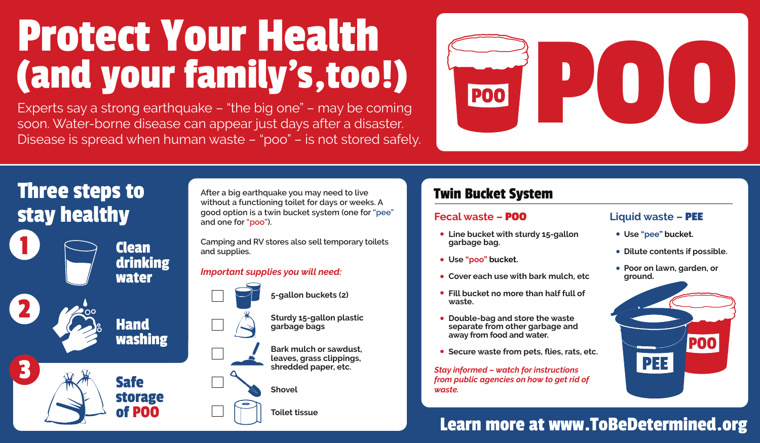# Protect Your Health (and your family's, too!)

Experts say a strong earthquake – "the big one" – may be coming soon. Water-borne disease can appear just days after a disaster. Disease is spread when human waste – "poo" – is not stored safely.

POO

POO

## Three steps to stay healthy

1. Clean drinking water
2. Hand washing
3. Safe storage of POO

After a big earthquake you may need to live without a functioning toilet for days or weeks. A good option is a twin bucket system (one for "pee" and one for "poo").

Camping and RV stores also sell temporary toilets and supplies.

*Important supplies you will need:*

- [ ] 5-gallon buckets (2)
- [ ] Sturdy 15-gallon plastic garbage bags
- [ ] Bark mulch or sawdust, leaves, grass clippings, shredded paper, etc.
- [ ] Shovel
- [ ] Toilet tissue

## Twin Bucket System

### Fecal waste – POO

- Line bucket with sturdy 15-gallon garbage bag.
- Use "poo" bucket.
- Cover each use with bark mulch, etc
- Fill bucket no more than half full of waste.
- Double-bag and store the waste separate from other garbage and away from food and water.
- Secure waste from pets, flies, rats, etc.

*Stay informed – watch for instructions from public agencies on how to get rid of waste.*

### Liquid waste – PEE

- Use "pee" bucket.
- Dilute contents if possible.
- Poor on lawn, garden, or ground.

PEE

POO

**Learn more at www.ToBeDetermined.org**